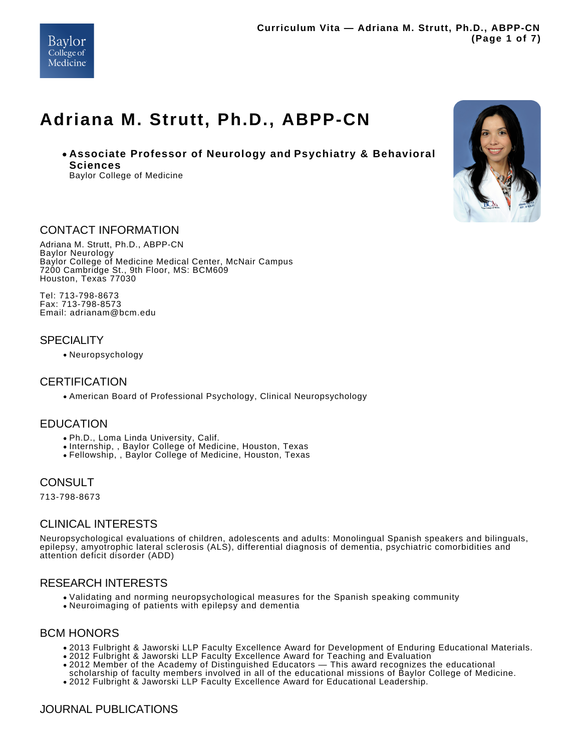# Adriana M. Strutt, Ph.D., ABPP-CN

- **Associate Professor of Neurology and Psychiatry & Behavioral Sciences**
  Baylor College of Medicine

## CONTACT INFORMATION

Adriana M. Strutt, Ph.D., ABPP-CN
Baylor Neurology
Baylor College of Medicine Medical Center, McNair Campus
7200 Cambridge St., 9th Floor, MS: BCM609
Houston, Texas 77030

Tel: 713-798-8673
Fax: 713-798-8573
Email: adrianam@bcm.edu

## SPECIALITY

- Neuropsychology

## CERTIFICATION

- American Board of Professional Psychology, Clinical Neuropsychology

## EDUCATION

- Ph.D., Loma Linda University, Calif.
- Internship, , Baylor College of Medicine, Houston, Texas
- Fellowship, , Baylor College of Medicine, Houston, Texas

## CONSULT

713-798-8673

## CLINICAL INTERESTS

Neuropsychological evaluations of children, adolescents and adults: Monolingual Spanish speakers and bilinguals, epilepsy, amyotrophic lateral sclerosis (ALS), differential diagnosis of dementia, psychiatric comorbidities and attention deficit disorder (ADD)

## RESEARCH INTERESTS

- Validating and norming neuropsychological measures for the Spanish speaking community
- Neuroimaging of patients with epilepsy and dementia

## BCM HONORS

- 2013 Fulbright & Jaworski LLP Faculty Excellence Award for Development of Enduring Educational Materials.
- 2012 Fulbright & Jaworski LLP Faculty Excellence Award for Teaching and Evaluation
- 2012 Member of the Academy of Distinguished Educators — This award recognizes the educational scholarship of faculty members involved in all of the educational missions of Baylor College of Medicine.
- 2012 Fulbright & Jaworski LLP Faculty Excellence Award for Educational Leadership.

## JOURNAL PUBLICATIONS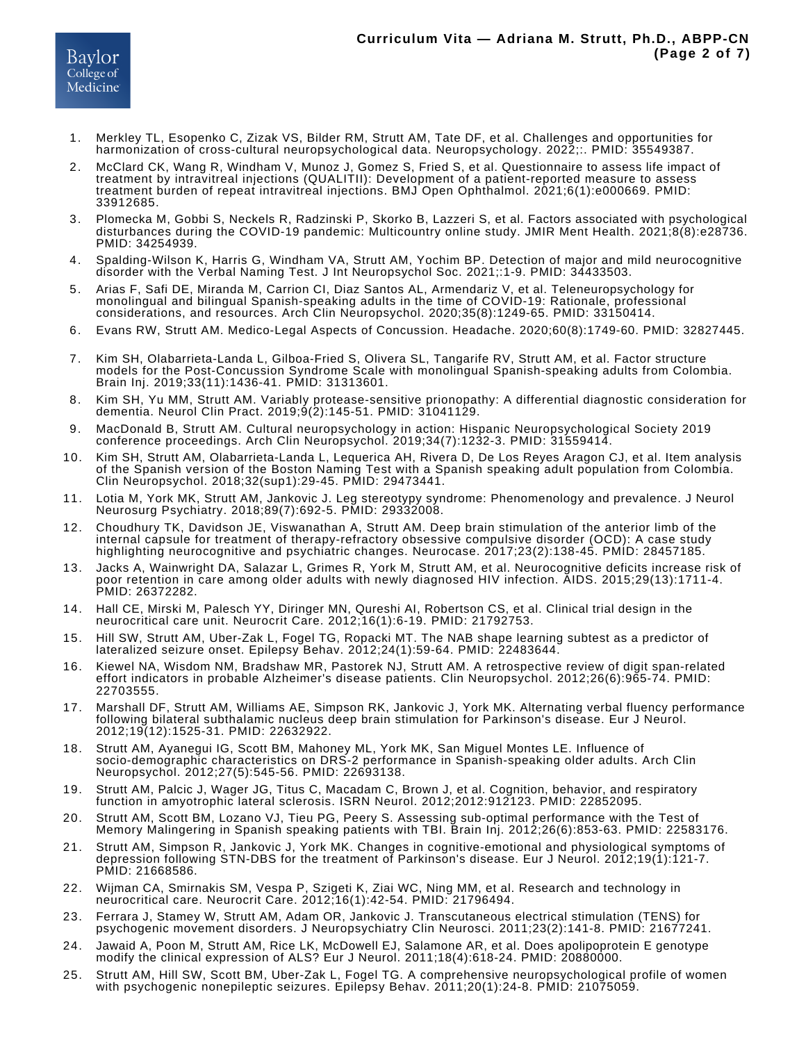1. Merkley TL, Esopenko C, Zizak VS, Bilder RM, Strutt AM, Tate DF, et al. Challenges and opportunities for harmonization of cross-cultural neuropsychological data. Neuropsychology. 2022;:. PMID: 35549387.
2. McClard CK, Wang R, Windham V, Munoz J, Gomez S, Fried S, et al. Questionnaire to assess life impact of treatment by intravitreal injections (QUALITII): Development of a patient-reported measure to assess treatment burden of repeat intravitreal injections. BMJ Open Ophthalmol. 2021;6(1):e000669. PMID: 33912685.
3. Plomecka M, Gobbi S, Neckels R, Radzinski P, Skorko B, Lazzeri S, et al. Factors associated with psychological disturbances during the COVID-19 pandemic: Multicountry online study. JMIR Ment Health. 2021;8(8):e28736. PMID: 34254939.
4. Spalding-Wilson K, Harris G, Windham VA, Strutt AM, Yochim BP. Detection of major and mild neurocognitive disorder with the Verbal Naming Test. J Int Neuropsychol Soc. 2021;:1-9. PMID: 34433503.
5. Arias F, Safi DE, Miranda M, Carrion CI, Diaz Santos AL, Armendariz V, et al. Teleneuropsychology for monolingual and bilingual Spanish-speaking adults in the time of COVID-19: Rationale, professional considerations, and resources. Arch Clin Neuropsychol. 2020;35(8):1249-65. PMID: 33150414.
6. Evans RW, Strutt AM. Medico-Legal Aspects of Concussion. Headache. 2020;60(8):1749-60. PMID: 32827445.
7. Kim SH, Olabarrieta-Landa L, Gilboa-Fried S, Olivera SL, Tangarife RV, Strutt AM, et al. Factor structure models for the Post-Concussion Syndrome Scale with monolingual Spanish-speaking adults from Colombia. Brain Inj. 2019;33(11):1436-41. PMID: 31313601.
8. Kim SH, Yu MM, Strutt AM. Variably protease-sensitive prionopathy: A differential diagnostic consideration for dementia. Neurol Clin Pract. 2019;9(2):145-51. PMID: 31041129.
9. MacDonald B, Strutt AM. Cultural neuropsychology in action: Hispanic Neuropsychological Society 2019 conference proceedings. Arch Clin Neuropsychol. 2019;34(7):1232-3. PMID: 31559414.
10. Kim SH, Strutt AM, Olabarrieta-Landa L, Lequerica AH, Rivera D, De Los Reyes Aragon CJ, et al. Item analysis of the Spanish version of the Boston Naming Test with a Spanish speaking adult population from Colombia. Clin Neuropsychol. 2018;32(sup1):29-45. PMID: 29473441.
11. Lotia M, York MK, Strutt AM, Jankovic J. Leg stereotypy syndrome: Phenomenology and prevalence. J Neurol Neurosurg Psychiatry. 2018;89(7):692-5. PMID: 29332008.
12. Choudhury TK, Davidson JE, Viswanathan A, Strutt AM. Deep brain stimulation of the anterior limb of the internal capsule for treatment of therapy-refractory obsessive compulsive disorder (OCD): A case study highlighting neurocognitive and psychiatric changes. Neurocase. 2017;23(2):138-45. PMID: 28457185.
13. Jacks A, Wainwright DA, Salazar L, Grimes R, York M, Strutt AM, et al. Neurocognitive deficits increase risk of poor retention in care among older adults with newly diagnosed HIV infection. AIDS. 2015;29(13):1711-4. PMID: 26372282.
14. Hall CE, Mirski M, Palesch YY, Diringer MN, Qureshi AI, Robertson CS, et al. Clinical trial design in the neurocritical care unit. Neurocrit Care. 2012;16(1):6-19. PMID: 21792753.
15. Hill SW, Strutt AM, Uber-Zak L, Fogel TG, Ropacki MT. The NAB shape learning subtest as a predictor of lateralized seizure onset. Epilepsy Behav. 2012;24(1):59-64. PMID: 22483644.
16. Kiewel NA, Wisdom NM, Bradshaw MR, Pastorek NJ, Strutt AM. A retrospective review of digit span-related effort indicators in probable Alzheimer's disease patients. Clin Neuropsychol. 2012;26(6):965-74. PMID: 22703555.
17. Marshall DF, Strutt AM, Williams AE, Simpson RK, Jankovic J, York MK. Alternating verbal fluency performance following bilateral subthalamic nucleus deep brain stimulation for Parkinson's disease. Eur J Neurol. 2012;19(12):1525-31. PMID: 22632922.
18. Strutt AM, Ayanegui IG, Scott BM, Mahoney ML, York MK, San Miguel Montes LE. Influence of socio-demographic characteristics on DRS-2 performance in Spanish-speaking older adults. Arch Clin Neuropsychol. 2012;27(5):545-56. PMID: 22693138.
19. Strutt AM, Palcic J, Wager JG, Titus C, Macadam C, Brown J, et al. Cognition, behavior, and respiratory function in amyotrophic lateral sclerosis. ISRN Neurol. 2012;2012:912123. PMID: 22852095.
20. Strutt AM, Scott BM, Lozano VJ, Tieu PG, Peery S. Assessing sub-optimal performance with the Test of Memory Malingering in Spanish speaking patients with TBI. Brain Inj. 2012;26(6):853-63. PMID: 22583176.
21. Strutt AM, Simpson R, Jankovic J, York MK. Changes in cognitive-emotional and physiological symptoms of depression following STN-DBS for the treatment of Parkinson's disease. Eur J Neurol. 2012;19(1):121-7. PMID: 21668586.
22. Wijman CA, Smirnakis SM, Vespa P, Szigeti K, Ziai WC, Ning MM, et al. Research and technology in neurocritical care. Neurocrit Care. 2012;16(1):42-54. PMID: 21796494.
23. Ferrara J, Stamey W, Strutt AM, Adam OR, Jankovic J. Transcutaneous electrical stimulation (TENS) for psychogenic movement disorders. J Neuropsychiatry Clin Neurosci. 2011;23(2):141-8. PMID: 21677241.
24. Jawaid A, Poon M, Strutt AM, Rice LK, McDowell EJ, Salamone AR, et al. Does apolipoprotein E genotype modify the clinical expression of ALS? Eur J Neurol. 2011;18(4):618-24. PMID: 20880000.
25. Strutt AM, Hill SW, Scott BM, Uber-Zak L, Fogel TG. A comprehensive neuropsychological profile of women with psychogenic nonepileptic seizures. Epilepsy Behav. 2011;20(1):24-8. PMID: 21075059.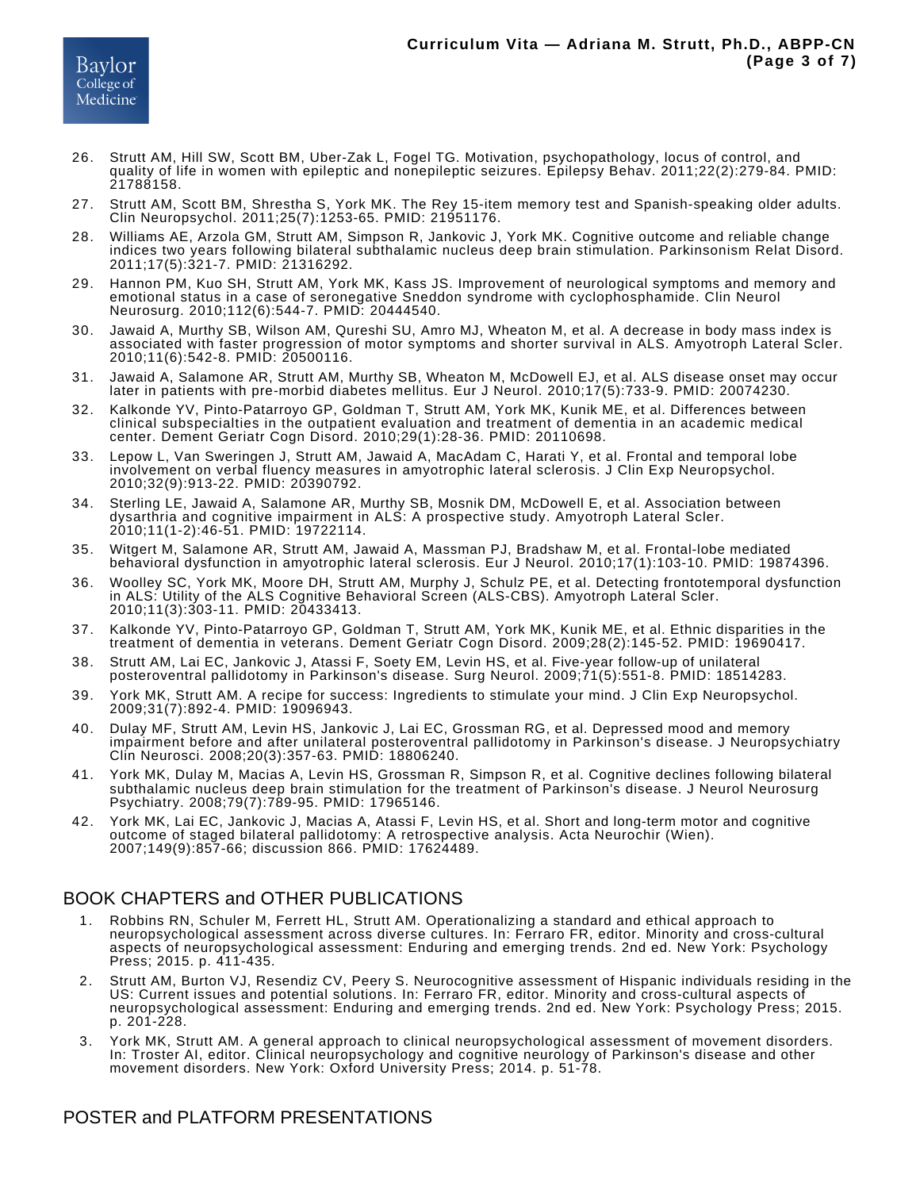26. Strutt AM, Hill SW, Scott BM, Uber-Zak L, Fogel TG. Motivation, psychopathology, locus of control, and quality of life in women with epileptic and nonepileptic seizures. Epilepsy Behav. 2011;22(2):279-84. PMID: 21788158.
27. Strutt AM, Scott BM, Shrestha S, York MK. The Rey 15-item memory test and Spanish-speaking older adults. Clin Neuropsychol. 2011;25(7):1253-65. PMID: 21951176.
28. Williams AE, Arzola GM, Strutt AM, Simpson R, Jankovic J, York MK. Cognitive outcome and reliable change indices two years following bilateral subthalamic nucleus deep brain stimulation. Parkinsonism Relat Disord. 2011;17(5):321-7. PMID: 21316292.
29. Hannon PM, Kuo SH, Strutt AM, York MK, Kass JS. Improvement of neurological symptoms and memory and emotional status in a case of seronegative Sneddon syndrome with cyclophosphamide. Clin Neurol Neurosurg. 2010;112(6):544-7. PMID: 20444540.
30. Jawaid A, Murthy SB, Wilson AM, Qureshi SU, Amro MJ, Wheaton M, et al. A decrease in body mass index is associated with faster progression of motor symptoms and shorter survival in ALS. Amyotroph Lateral Scler. 2010;11(6):542-8. PMID: 20500116.
31. Jawaid A, Salamone AR, Strutt AM, Murthy SB, Wheaton M, McDowell EJ, et al. ALS disease onset may occur later in patients with pre-morbid diabetes mellitus. Eur J Neurol. 2010;17(5):733-9. PMID: 20074230.
32. Kalkonde YV, Pinto-Patarroyo GP, Goldman T, Strutt AM, York MK, Kunik ME, et al. Differences between clinical subspecialties in the outpatient evaluation and treatment of dementia in an academic medical center. Dement Geriatr Cogn Disord. 2010;29(1):28-36. PMID: 20110698.
33. Lepow L, Van Sweringen J, Strutt AM, Jawaid A, MacAdam C, Harati Y, et al. Frontal and temporal lobe involvement on verbal fluency measures in amyotrophic lateral sclerosis. J Clin Exp Neuropsychol. 2010;32(9):913-22. PMID: 20390792.
34. Sterling LE, Jawaid A, Salamone AR, Murthy SB, Mosnik DM, McDowell E, et al. Association between dysarthria and cognitive impairment in ALS: A prospective study. Amyotroph Lateral Scler. 2010;11(1-2):46-51. PMID: 19722114.
35. Witgert M, Salamone AR, Strutt AM, Jawaid A, Massman PJ, Bradshaw M, et al. Frontal-lobe mediated behavioral dysfunction in amyotrophic lateral sclerosis. Eur J Neurol. 2010;17(1):103-10. PMID: 19874396.
36. Woolley SC, York MK, Moore DH, Strutt AM, Murphy J, Schulz PE, et al. Detecting frontotemporal dysfunction in ALS: Utility of the ALS Cognitive Behavioral Screen (ALS-CBS). Amyotroph Lateral Scler. 2010;11(3):303-11. PMID: 20433413.
37. Kalkonde YV, Pinto-Patarroyo GP, Goldman T, Strutt AM, York MK, Kunik ME, et al. Ethnic disparities in the treatment of dementia in veterans. Dement Geriatr Cogn Disord. 2009;28(2):145-52. PMID: 19690417.
38. Strutt AM, Lai EC, Jankovic J, Atassi F, Soety EM, Levin HS, et al. Five-year follow-up of unilateral posteroventral pallidotomy in Parkinson's disease. Surg Neurol. 2009;71(5):551-8. PMID: 18514283.
39. York MK, Strutt AM. A recipe for success: Ingredients to stimulate your mind. J Clin Exp Neuropsychol. 2009;31(7):892-4. PMID: 19096943.
40. Dulay MF, Strutt AM, Levin HS, Jankovic J, Lai EC, Grossman RG, et al. Depressed mood and memory impairment before and after unilateral posteroventral pallidotomy in Parkinson's disease. J Neuropsychiatry Clin Neurosci. 2008;20(3):357-63. PMID: 18806240.
41. York MK, Dulay M, Macias A, Levin HS, Grossman R, Simpson R, et al. Cognitive declines following bilateral subthalamic nucleus deep brain stimulation for the treatment of Parkinson's disease. J Neurol Neurosurg Psychiatry. 2008;79(7):789-95. PMID: 17965146.
42. York MK, Lai EC, Jankovic J, Macias A, Atassi F, Levin HS, et al. Short and long-term motor and cognitive outcome of staged bilateral pallidotomy: A retrospective analysis. Acta Neurochir (Wien). 2007;149(9):857-66; discussion 866. PMID: 17624489.

## BOOK CHAPTERS and OTHER PUBLICATIONS

1. Robbins RN, Schuler M, Ferrett HL, Strutt AM. Operationalizing a standard and ethical approach to neuropsychological assessment across diverse cultures. In: Ferraro FR, editor. Minority and cross-cultural aspects of neuropsychological assessment: Enduring and emerging trends. 2nd ed. New York: Psychology Press; 2015. p. 411-435.
2. Strutt AM, Burton VJ, Resendiz CV, Peery S. Neurocognitive assessment of Hispanic individuals residing in the US: Current issues and potential solutions. In: Ferraro FR, editor. Minority and cross-cultural aspects of neuropsychological assessment: Enduring and emerging trends. 2nd ed. New York: Psychology Press; 2015. p. 201-228.
3. York MK, Strutt AM. A general approach to clinical neuropsychological assessment of movement disorders. In: Troster AI, editor. Clinical neuropsychology and cognitive neurology of Parkinson's disease and other movement disorders. New York: Oxford University Press; 2014. p. 51-78.

## POSTER and PLATFORM PRESENTATIONS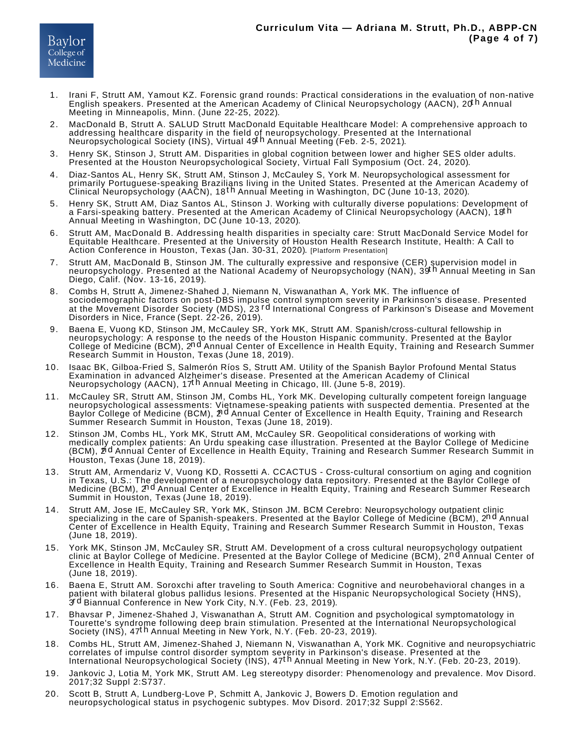1. Irani F, Strutt AM, Yamout KZ. Forensic grand rounds: Practical considerations in the evaluation of non-native English speakers. Presented at the American Academy of Clinical Neuropsychology (AACN), 20th Annual Meeting in Minneapolis, Minn. (June 22-25, 2022).
2. MacDonald B, Strutt A. SALUD Strutt MacDonald Equitable Healthcare Model: A comprehensive approach to addressing healthcare disparity in the field of neuropsychology. Presented at the International Neuropsychological Society (INS), Virtual 49th Annual Meeting (Feb. 2-5, 2021).
3. Henry SK, Stinson J, Strutt AM. Disparities in global cognition between lower and higher SES older adults. Presented at the Houston Neuropsychological Society, Virtual Fall Symposium (Oct. 24, 2020).
4. Diaz-Santos AL, Henry SK, Strutt AM, Stinson J, McCauley S, York M. Neuropsychological assessment for primarily Portuguese-speaking Brazilians living in the United States. Presented at the American Academy of Clinical Neuropsychology (AACN), 18th Annual Meeting in Washington, DC (June 10-13, 2020).
5. Henry SK, Strutt AM, Diaz Santos AL, Stinson J. Working with culturally diverse populations: Development of a Farsi-speaking battery. Presented at the American Academy of Clinical Neuropsychology (AACN), 18th Annual Meeting in Washington, DC (June 10-13, 2020).
6. Strutt AM, MacDonald B. Addressing health disparities in specialty care: Strutt MacDonald Service Model for Equitable Healthcare. Presented at the University of Houston Health Research Institute, Health: A Call to Action Conference in Houston, Texas (Jan. 30-31, 2020). [Platform Presentation]
7. Strutt AM, MacDonald B, Stinson JM. The culturally expressive and responsive (CER) supervision model in neuropsychology. Presented at the National Academy of Neuropsychology (NAN), 39th Annual Meeting in San Diego, Calif. (Nov. 13-16, 2019).
8. Combs H, Strutt A, Jimenez-Shahed J, Niemann N, Viswanathan A, York MK. The influence of sociodemographic factors on post-DBS impulse control symptom severity in Parkinson's disease. Presented at the Movement Disorder Society (MDS), 23rd International Congress of Parkinson's Disease and Movement Disorders in Nice, France (Sept. 22-26, 2019).
9. Baena E, Vuong KD, Stinson JM, McCauley SR, York MK, Strutt AM. Spanish/cross-cultural fellowship in neuropsychology: A response to the needs of the Houston Hispanic community. Presented at the Baylor College of Medicine (BCM), 2nd Annual Center of Excellence in Health Equity, Training and Research Summer Research Summit in Houston, Texas (June 18, 2019).
10. Isaac BK, Gilboa-Fried S, Salmerón Ríos S, Strutt AM. Utility of the Spanish Baylor Profound Mental Status Examination in advanced Alzheimer's disease. Presented at the American Academy of Clinical Neuropsychology (AACN), 17th Annual Meeting in Chicago, Ill. (June 5-8, 2019).
11. McCauley SR, Strutt AM, Stinson JM, Combs HL, York MK. Developing culturally competent foreign language neuropsychological assessments: Vietnamese-speaking patients with suspected dementia. Presented at the Baylor College of Medicine (BCM), 2nd Annual Center of Excellence in Health Equity, Training and Research Summer Research Summit in Houston, Texas (June 18, 2019).
12. Stinson JM, Combs HL, York MK, Strutt AM, McCauley SR. Geopolitical considerations of working with medically complex patients: An Urdu speaking case illustration. Presented at the Baylor College of Medicine (BCM), 2nd Annual Center of Excellence in Health Equity, Training and Research Summer Research Summit in Houston, Texas (June 18, 2019).
13. Strutt AM, Armendariz V, Vuong KD, Rossetti A. CCACTUS - Cross-cultural consortium on aging and cognition in Texas, U.S.: The development of a neuropsychology data repository. Presented at the Baylor College of Medicine (BCM), 2nd Annual Center of Excellence in Health Equity, Training and Research Summer Research Summit in Houston, Texas (June 18, 2019).
14. Strutt AM, Jose IE, McCauley SR, York MK, Stinson JM. BCM Cerebro: Neuropsychology outpatient clinic specializing in the care of Spanish-speakers. Presented at the Baylor College of Medicine (BCM), 2nd Annual Center of Excellence in Health Equity, Training and Research Summer Research Summit in Houston, Texas (June 18, 2019).
15. York MK, Stinson JM, McCauley SR, Strutt AM. Development of a cross cultural neuropsychology outpatient clinic at Baylor College of Medicine. Presented at the Baylor College of Medicine (BCM), 2nd Annual Center of Excellence in Health Equity, Training and Research Summer Research Summit in Houston, Texas (June 18, 2019).
16. Baena E, Strutt AM. Soroxchi after traveling to South America: Cognitive and neurobehavioral changes in a patient with bilateral globus pallidus lesions. Presented at the Hispanic Neuropsychological Society (HNS), 3rd Biannual Conference in New York City, N.Y. (Feb. 23, 2019).
17. Bhavsar P, Jimenez-Shahed J, Viswanathan A, Strutt AM. Cognition and psychological symptomatology in Tourette's syndrome following deep brain stimulation. Presented at the International Neuropsychological Society (INS), 47th Annual Meeting in New York, N.Y. (Feb. 20-23, 2019).
18. Combs HL, Strutt AM, Jimenez-Shahed J, Niemann N, Viswanathan A, York MK. Cognitive and neuropsychiatric correlates of impulse control disorder symptom severity in Parkinson's disease. Presented at the International Neuropsychological Society (INS), 47th Annual Meeting in New York, N.Y. (Feb. 20-23, 2019).
19. Jankovic J, Lotia M, York MK, Strutt AM. Leg stereotypy disorder: Phenomenology and prevalence. Mov Disord. 2017;32 Suppl 2:S737.
20. Scott B, Strutt A, Lundberg-Love P, Schmitt A, Jankovic J, Bowers D. Emotion regulation and neuropsychological status in psychogenic subtypes. Mov Disord. 2017;32 Suppl 2:S562.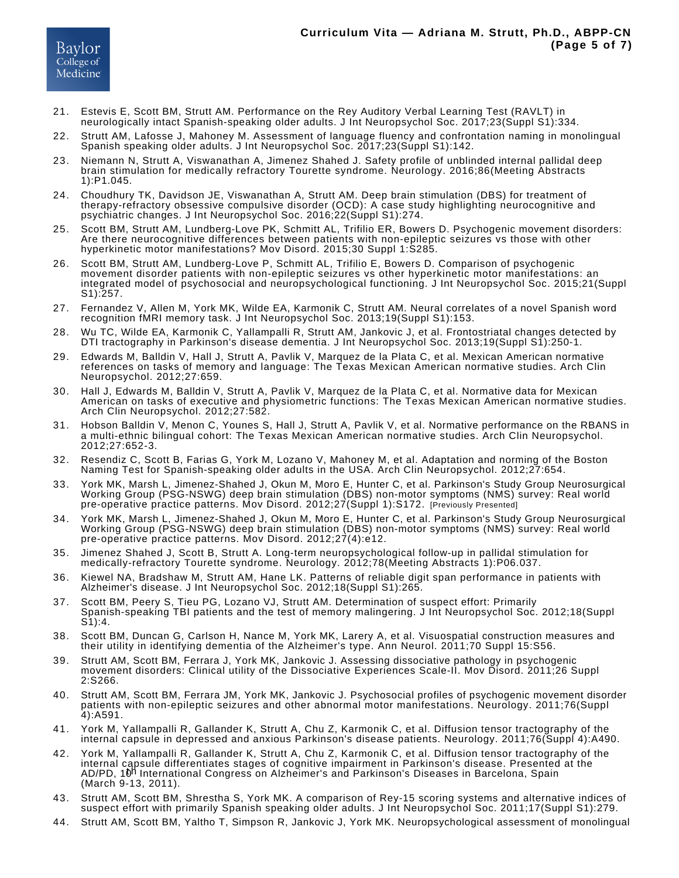21. Estevis E, Scott BM, Strutt AM. Performance on the Rey Auditory Verbal Learning Test (RAVLT) in neurologically intact Spanish-speaking older adults. J Int Neuropsychol Soc. 2017;23(Suppl S1):334.
22. Strutt AM, Lafosse J, Mahoney M. Assessment of language fluency and confrontation naming in monolingual Spanish speaking older adults. J Int Neuropsychol Soc. 2017;23(Suppl S1):142.
23. Niemann N, Strutt A, Viswanathan A, Jimenez Shahed J. Safety profile of unblinded internal pallidal deep brain stimulation for medically refractory Tourette syndrome. Neurology. 2016;86(Meeting Abstracts 1):P1.045.
24. Choudhury TK, Davidson JE, Viswanathan A, Strutt AM. Deep brain stimulation (DBS) for treatment of therapy-refractory obsessive compulsive disorder (OCD): A case study highlighting neurocognitive and psychiatric changes. J Int Neuropsychol Soc. 2016;22(Suppl S1):274.
25. Scott BM, Strutt AM, Lundberg-Love PK, Schmitt AL, Trifilio ER, Bowers D. Psychogenic movement disorders: Are there neurocognitive differences between patients with non-epileptic seizures vs those with other hyperkinetic motor manifestations? Mov Disord. 2015;30 Suppl 1:S285.
26. Scott BM, Strutt AM, Lundberg-Love P, Schmitt AL, Trifilio E, Bowers D. Comparison of psychogenic movement disorder patients with non-epileptic seizures vs other hyperkinetic motor manifestations: an integrated model of psychosocial and neuropsychological functioning. J Int Neuropsychol Soc. 2015;21(Suppl S1):257.
27. Fernandez V, Allen M, York MK, Wilde EA, Karmonik C, Strutt AM. Neural correlates of a novel Spanish word recognition fMRI memory task. J Int Neuropsychol Soc. 2013;19(Suppl S1):153.
28. Wu TC, Wilde EA, Karmonik C, Yallampalli R, Strutt AM, Jankovic J, et al. Frontostriatal changes detected by DTI tractography in Parkinson's disease dementia. J Int Neuropsychol Soc. 2013;19(Suppl S1):250-1.
29. Edwards M, Balldin V, Hall J, Strutt A, Pavlik V, Marquez de la Plata C, et al. Mexican American normative references on tasks of memory and language: The Texas Mexican American normative studies. Arch Clin Neuropsychol. 2012;27:659.
30. Hall J, Edwards M, Balldin V, Strutt A, Pavlik V, Marquez de la Plata C, et al. Normative data for Mexican American on tasks of executive and physiometric functions: The Texas Mexican American normative studies. Arch Clin Neuropsychol. 2012;27:582.
31. Hobson Balldin V, Menon C, Younes S, Hall J, Strutt A, Pavlik V, et al. Normative performance on the RBANS in a multi-ethnic bilingual cohort: The Texas Mexican American normative studies. Arch Clin Neuropsychol. 2012;27:652-3.
32. Resendiz C, Scott B, Farias G, York M, Lozano V, Mahoney M, et al. Adaptation and norming of the Boston Naming Test for Spanish-speaking older adults in the USA. Arch Clin Neuropsychol. 2012;27:654.
33. York MK, Marsh L, Jimenez-Shahed J, Okun M, Moro E, Hunter C, et al. Parkinson's Study Group Neurosurgical Working Group (PSG-NSWG) deep brain stimulation (DBS) non-motor symptoms (NMS) survey: Real world pre-operative practice patterns. Mov Disord. 2012;27(Suppl 1):S172. [Previously Presented]
34. York MK, Marsh L, Jimenez-Shahed J, Okun M, Moro E, Hunter C, et al. Parkinson's Study Group Neurosurgical Working Group (PSG-NSWG) deep brain stimulation (DBS) non-motor symptoms (NMS) survey: Real world pre-operative practice patterns. Mov Disord. 2012;27(4):e12.
35. Jimenez Shahed J, Scott B, Strutt A. Long-term neuropsychological follow-up in pallidal stimulation for medically-refractory Tourette syndrome. Neurology. 2012;78(Meeting Abstracts 1):P06.037.
36. Kiewel NA, Bradshaw M, Strutt AM, Hane LK. Patterns of reliable digit span performance in patients with Alzheimer's disease. J Int Neuropsychol Soc. 2012;18(Suppl S1):265.
37. Scott BM, Peery S, Tieu PG, Lozano VJ, Strutt AM. Determination of suspect effort: Primarily Spanish-speaking TBI patients and the test of memory malingering. J Int Neuropsychol Soc. 2012;18(Suppl S1):4.
38. Scott BM, Duncan G, Carlson H, Nance M, York MK, Larery A, et al. Visuospatial construction measures and their utility in identifying dementia of the Alzheimer's type. Ann Neurol. 2011;70 Suppl 15:S56.
39. Strutt AM, Scott BM, Ferrara J, York MK, Jankovic J. Assessing dissociative pathology in psychogenic movement disorders: Clinical utility of the Dissociative Experiences Scale-II. Mov Disord. 2011;26 Suppl 2:S266.
40. Strutt AM, Scott BM, Ferrara JM, York MK, Jankovic J. Psychosocial profiles of psychogenic movement disorder patients with non-epileptic seizures and other abnormal motor manifestations. Neurology. 2011;76(Suppl 4):A591.
41. York M, Yallampalli R, Gallander K, Strutt A, Chu Z, Karmonik C, et al. Diffusion tensor tractography of the internal capsule in depressed and anxious Parkinson's disease patients. Neurology. 2011;76(Suppl 4):A490.
42. York M, Yallampalli R, Gallander K, Strutt A, Chu Z, Karmonik C, et al. Diffusion tensor tractography of the internal capsule differentiates stages of cognitive impairment in Parkinson's disease. Presented at the AD/PD, 10th International Congress on Alzheimer's and Parkinson's Diseases in Barcelona, Spain (March 9-13, 2011).
43. Strutt AM, Scott BM, Shrestha S, York MK. A comparison of Rey-15 scoring systems and alternative indices of suspect effort with primarily Spanish speaking older adults. J Int Neuropsychol Soc. 2011;17(Suppl S1):279.
44. Strutt AM, Scott BM, Yaltho T, Simpson R, Jankovic J, York MK. Neuropsychological assessment of monolingual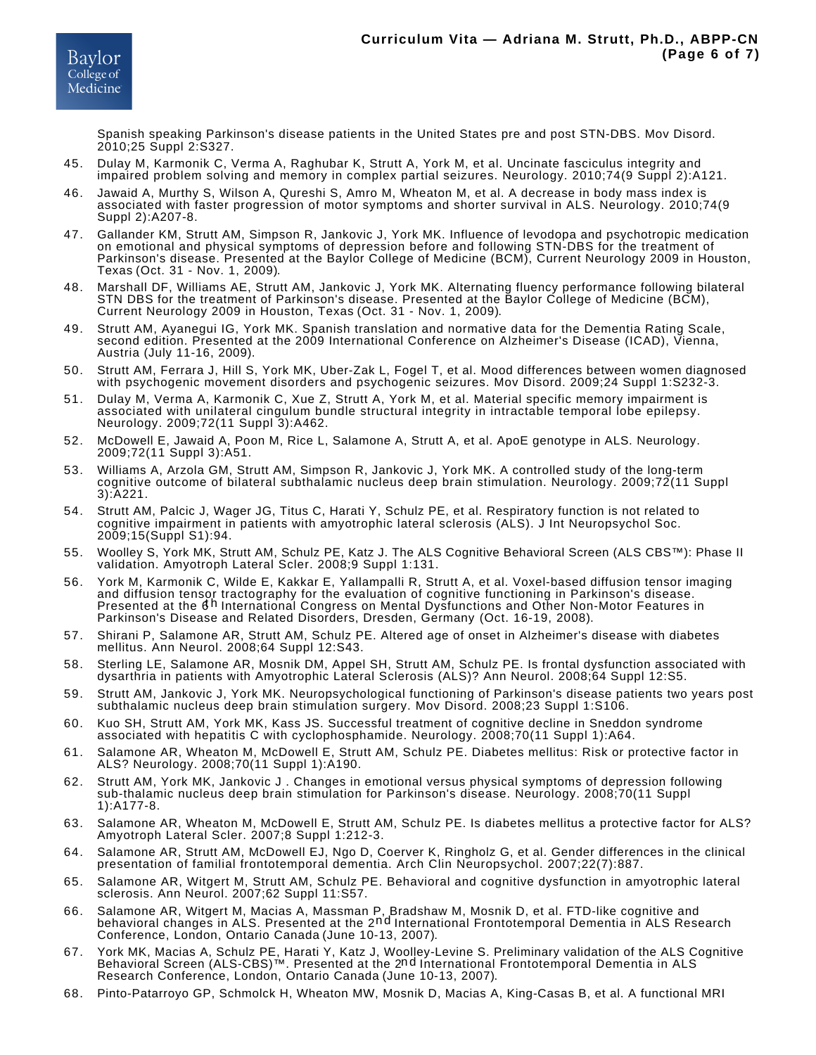Spanish speaking Parkinson's disease patients in the United States pre and post STN-DBS. Mov Disord. 2010;25 Suppl 2:S327.

45. Dulay M, Karmonik C, Verma A, Raghubar K, Strutt A, York M, et al. Uncinate fasciculus integrity and impaired problem solving and memory in complex partial seizures. Neurology. 2010;74(9 Suppl 2):A121.
46. Jawaid A, Murthy S, Wilson A, Qureshi S, Amro M, Wheaton M, et al. A decrease in body mass index is associated with faster progression of motor symptoms and shorter survival in ALS. Neurology. 2010;74(9 Suppl 2):A207-8.
47. Gallander KM, Strutt AM, Simpson R, Jankovic J, York MK. Influence of levodopa and psychotropic medication on emotional and physical symptoms of depression before and following STN-DBS for the treatment of Parkinson's disease. Presented at the Baylor College of Medicine (BCM), Current Neurology 2009 in Houston, Texas (Oct. 31 - Nov. 1, 2009).
48. Marshall DF, Williams AE, Strutt AM, Jankovic J, York MK. Alternating fluency performance following bilateral STN DBS for the treatment of Parkinson's disease. Presented at the Baylor College of Medicine (BCM), Current Neurology 2009 in Houston, Texas (Oct. 31 - Nov. 1, 2009).
49. Strutt AM, Ayanegui IG, York MK. Spanish translation and normative data for the Dementia Rating Scale, second edition. Presented at the 2009 International Conference on Alzheimer's Disease (ICAD), Vienna, Austria (July 11-16, 2009).
50. Strutt AM, Ferrara J, Hill S, York MK, Uber-Zak L, Fogel T, et al. Mood differences between women diagnosed with psychogenic movement disorders and psychogenic seizures. Mov Disord. 2009;24 Suppl 1:S232-3.
51. Dulay M, Verma A, Karmonik C, Xue Z, Strutt A, York M, et al. Material specific memory impairment is associated with unilateral cingulum bundle structural integrity in intractable temporal lobe epilepsy. Neurology. 2009;72(11 Suppl 3):A462.
52. McDowell E, Jawaid A, Poon M, Rice L, Salamone A, Strutt A, et al. ApoE genotype in ALS. Neurology. 2009;72(11 Suppl 3):A51.
53. Williams A, Arzola GM, Strutt AM, Simpson R, Jankovic J, York MK. A controlled study of the long-term cognitive outcome of bilateral subthalamic nucleus deep brain stimulation. Neurology. 2009;72(11 Suppl 3):A221.
54. Strutt AM, Palcic J, Wager JG, Titus C, Harati Y, Schulz PE, et al. Respiratory function is not related to cognitive impairment in patients with amyotrophic lateral sclerosis (ALS). J Int Neuropsychol Soc. 2009;15(Suppl S1):94.
55. Woolley S, York MK, Strutt AM, Schulz PE, Katz J. The ALS Cognitive Behavioral Screen (ALS CBS™): Phase II validation. Amyotroph Lateral Scler. 2008;9 Suppl 1:131.
56. York M, Karmonik C, Wilde E, Kakkar E, Yallampalli R, Strutt A, et al. Voxel-based diffusion tensor imaging and diffusion tensor tractography for the evaluation of cognitive functioning in Parkinson's disease. Presented at the 6th International Congress on Mental Dysfunctions and Other Non-Motor Features in Parkinson's Disease and Related Disorders, Dresden, Germany (Oct. 16-19, 2008).
57. Shirani P, Salamone AR, Strutt AM, Schulz PE. Altered age of onset in Alzheimer's disease with diabetes mellitus. Ann Neurol. 2008;64 Suppl 12:S43.
58. Sterling LE, Salamone AR, Mosnik DM, Appel SH, Strutt AM, Schulz PE. Is frontal dysfunction associated with dysarthria in patients with Amyotrophic Lateral Sclerosis (ALS)? Ann Neurol. 2008;64 Suppl 12:S5.
59. Strutt AM, Jankovic J, York MK. Neuropsychological functioning of Parkinson's disease patients two years post subthalamic nucleus deep brain stimulation surgery. Mov Disord. 2008;23 Suppl 1:S106.
60. Kuo SH, Strutt AM, York MK, Kass JS. Successful treatment of cognitive decline in Sneddon syndrome associated with hepatitis C with cyclophosphamide. Neurology. 2008;70(11 Suppl 1):A64.
61. Salamone AR, Wheaton M, McDowell E, Strutt AM, Schulz PE. Diabetes mellitus: Risk or protective factor in ALS? Neurology. 2008;70(11 Suppl 1):A190.
62. Strutt AM, York MK, Jankovic J . Changes in emotional versus physical symptoms of depression following sub-thalamic nucleus deep brain stimulation for Parkinson's disease. Neurology. 2008;70(11 Suppl 1):A177-8.
63. Salamone AR, Wheaton M, McDowell E, Strutt AM, Schulz PE. Is diabetes mellitus a protective factor for ALS? Amyotroph Lateral Scler. 2007;8 Suppl 1:212-3.
64. Salamone AR, Strutt AM, McDowell EJ, Ngo D, Coerver K, Ringholz G, et al. Gender differences in the clinical presentation of familial frontotemporal dementia. Arch Clin Neuropsychol. 2007;22(7):887.
65. Salamone AR, Witgert M, Strutt AM, Schulz PE. Behavioral and cognitive dysfunction in amyotrophic lateral sclerosis. Ann Neurol. 2007;62 Suppl 11:S57.
66. Salamone AR, Witgert M, Macias A, Massman P, Bradshaw M, Mosnik D, et al. FTD-like cognitive and behavioral changes in ALS. Presented at the 2nd International Frontotemporal Dementia in ALS Research Conference, London, Ontario Canada (June 10-13, 2007).
67. York MK, Macias A, Schulz PE, Harati Y, Katz J, Woolley-Levine S. Preliminary validation of the ALS Cognitive Behavioral Screen (ALS-CBS)™. Presented at the 2nd International Frontotemporal Dementia in ALS Research Conference, London, Ontario Canada (June 10-13, 2007).
68. Pinto-Patarroyo GP, Schmolck H, Wheaton MW, Mosnik D, Macias A, King-Casas B, et al. A functional MRI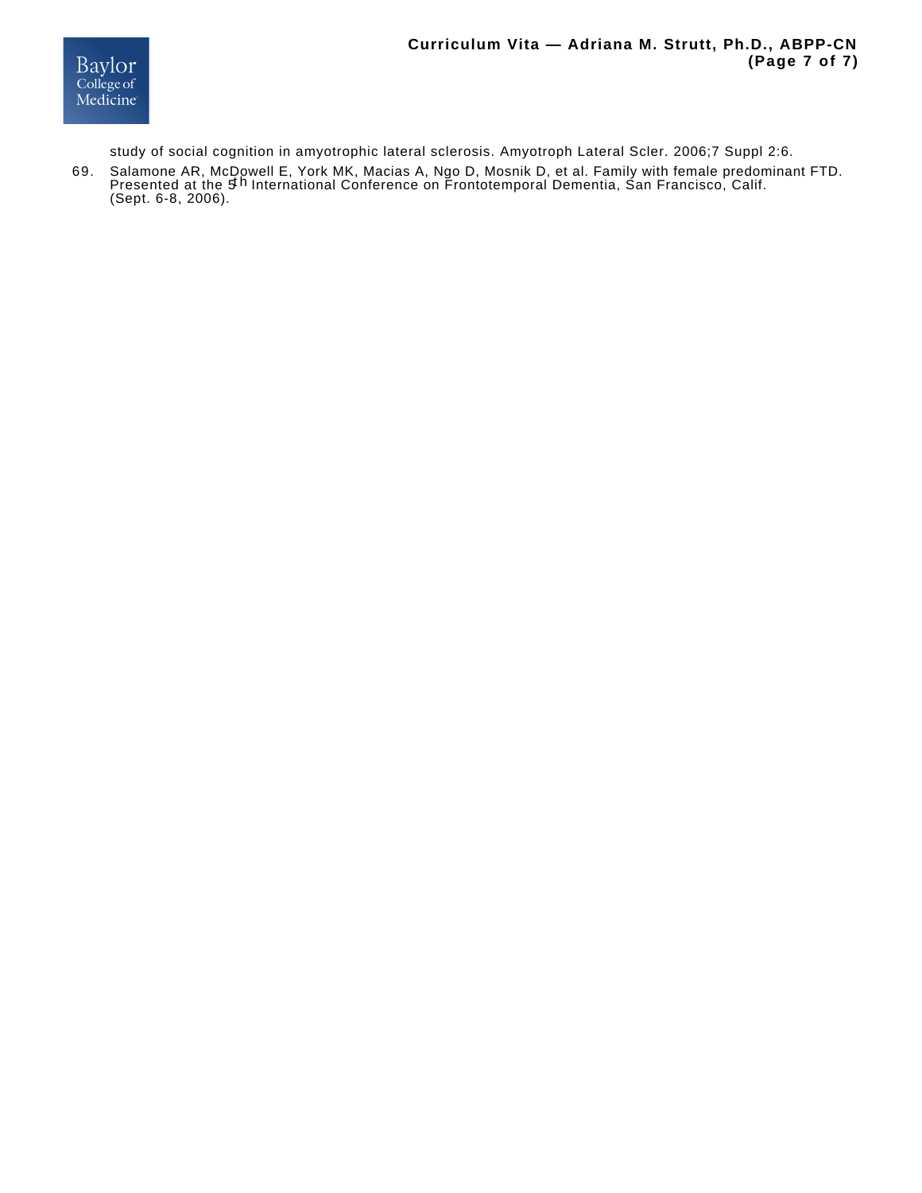study of social cognition in amyotrophic lateral sclerosis. Amyotroph Lateral Scler. 2006;7 Suppl 2:6.

69. Salamone AR, McDowell E, York MK, Macias A, Ngo D, Mosnik D, et al. Family with female predominant FTD. Presented at the 5th International Conference on Frontotemporal Dementia, San Francisco, Calif. (Sept. 6-8, 2006).